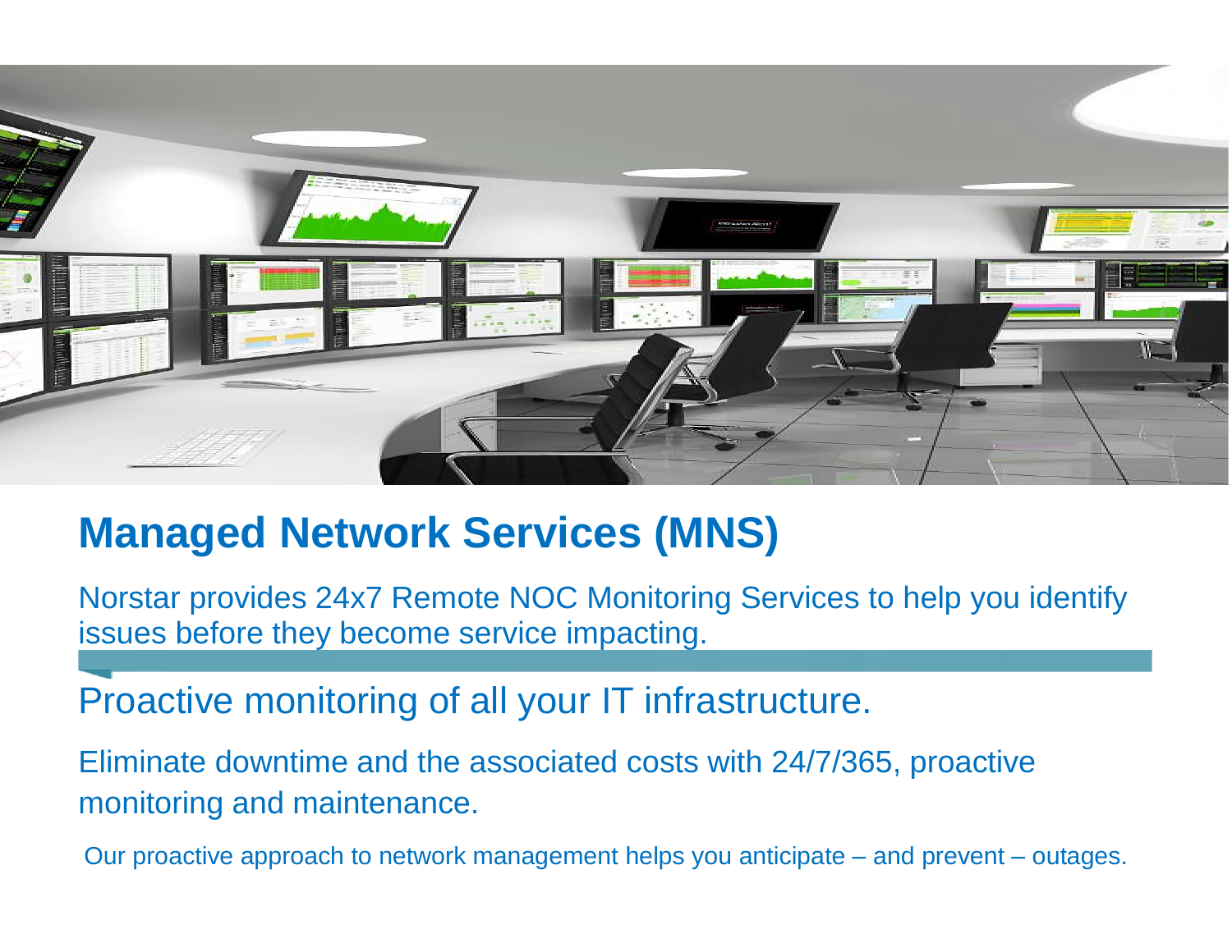# Managed Network Services (MNS)

Norstar provides 24x7 Remote NOC Monitoring Services to help you identify issues before they become service impacting.

## Proactive monitoring of all your IT infrastructure.

Eliminate downtime and the associated costs with 24/7/365, proactive monitoring and maintenance.

Our proactive approach to network management helps you anticipate – and prevent – outages.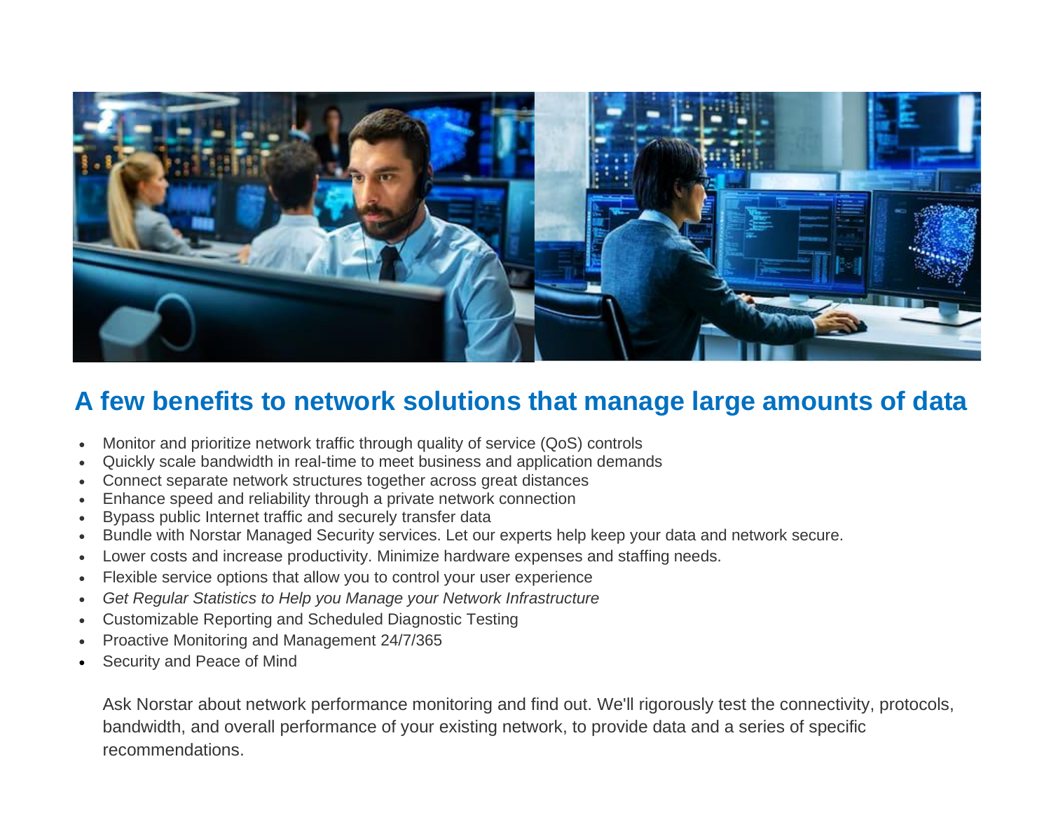## A few benefits to network solutions that manage large amounts of data

- Monitor and prioritize network traffic through quality of service (QoS) controls
- Quickly scale bandwidth in real-time to meet business and application demands
- Connect separate network structures together across great distances
- Enhance speed and reliability through a private network connection
- Bypass public Internet traffic and securely transfer data
- Bundle with Norstar Managed Security services. Let our experts help keep your data and network secure.
- Lower costs and increase productivity. Minimize hardware expenses and staffing needs.
- Flexible service options that allow you to control your user experience
- *Get Regular Statistics to Help you Manage your Network Infrastructure*
- Customizable Reporting and Scheduled Diagnostic Testing
- Proactive Monitoring and Management 24/7/365
- Security and Peace of Mind

Ask Norstar about network performance monitoring and find out. We'll rigorously test the connectivity, protocols, bandwidth, and overall performance of your existing network, to provide data and a series of specific recommendations.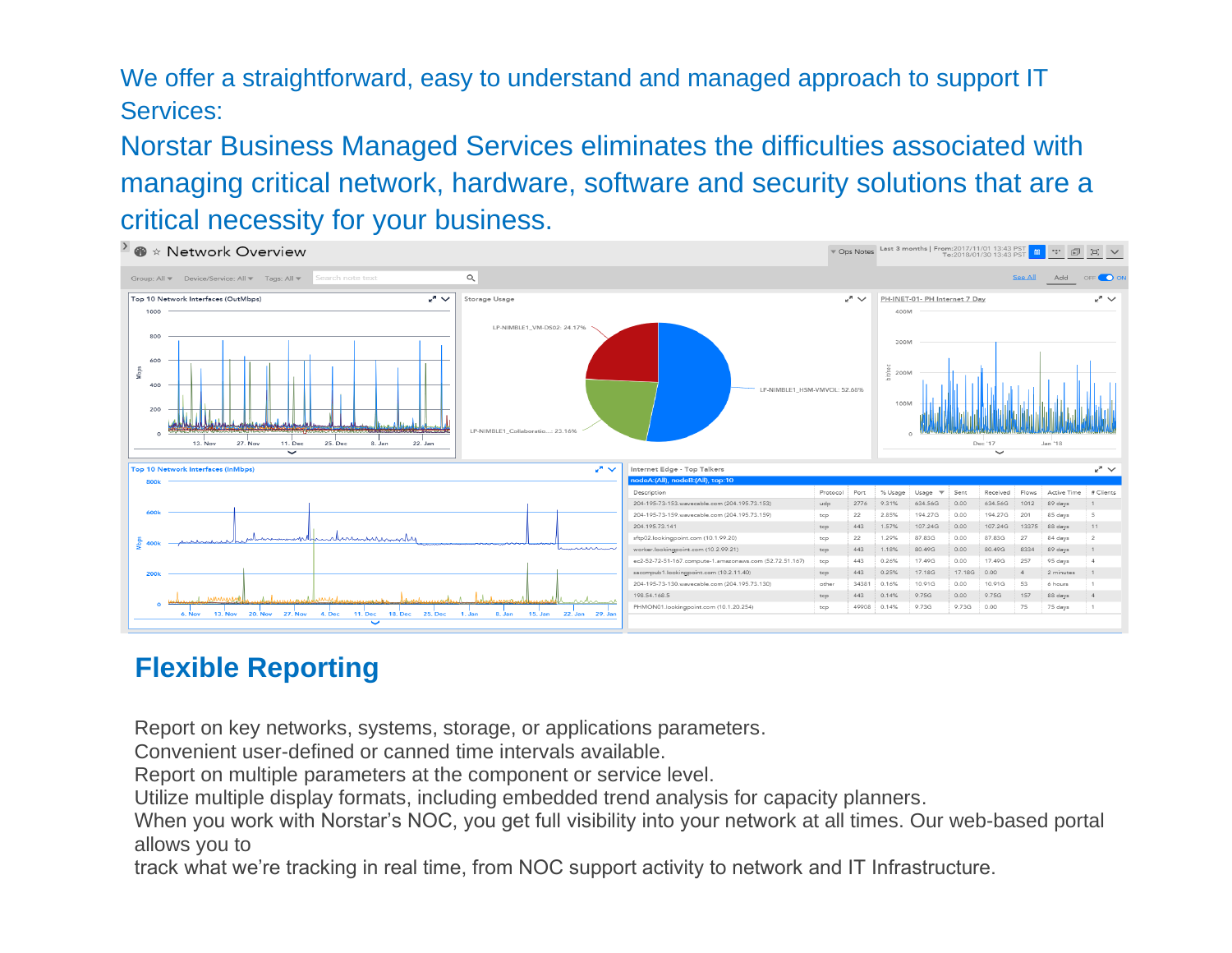We offer a straightforward, easy to understand and managed approach to support IT Services:

Norstar Business Managed Services eliminates the difficulties associated with managing critical network, hardware, software and security solutions that are a critical necessity for your business.

## Flexible Reporting

Report on key networks, systems, storage, or applications parameters.
Convenient user-defined or canned time intervals available.
Report on multiple parameters at the component or service level.
Utilize multiple display formats, including embedded trend analysis for capacity planners.
When you work with Norstar's NOC, you get full visibility into your network at all times. Our web-based portal allows you to
track what we're tracking in real time, from NOC support activity to network and IT Infrastructure.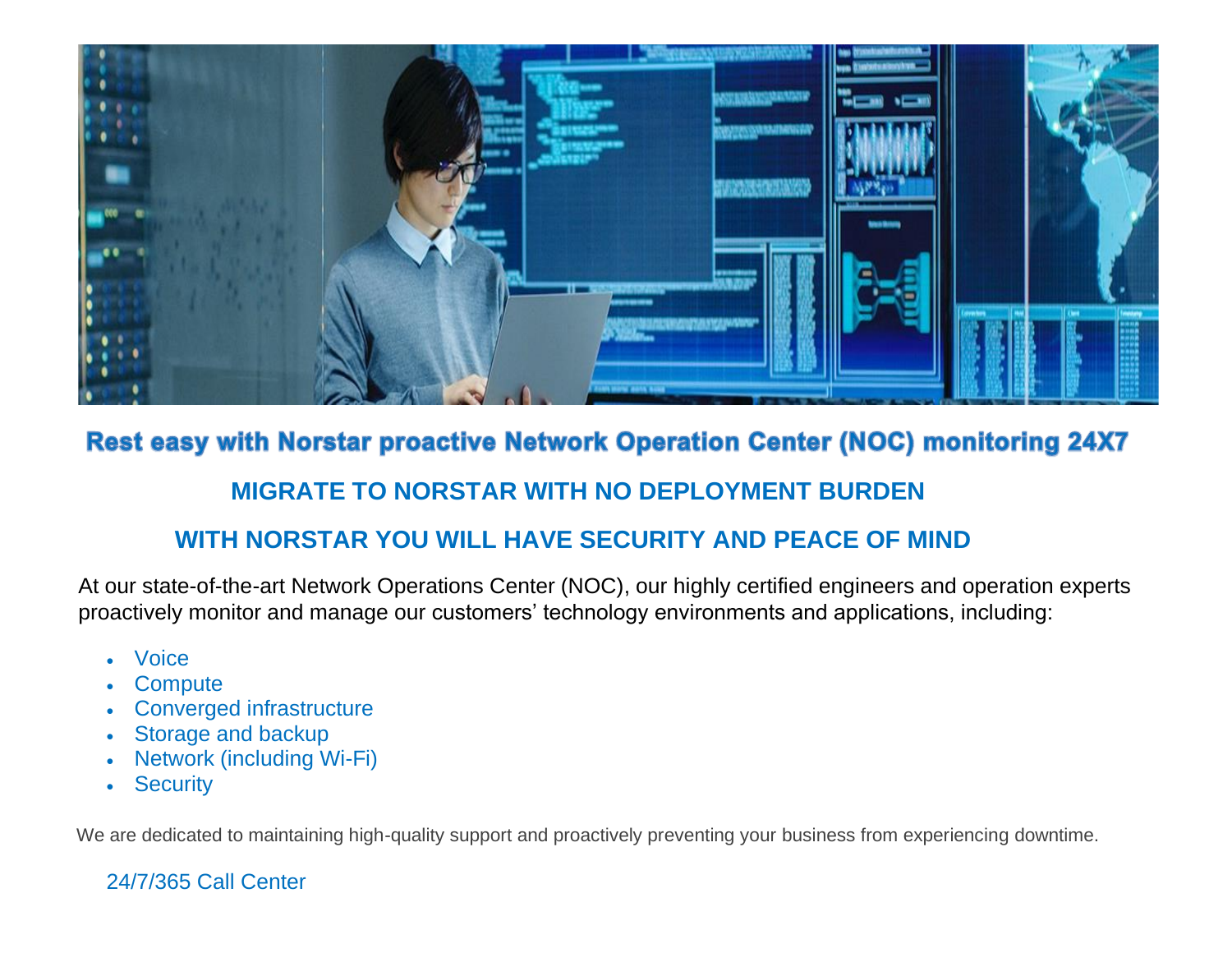## Rest easy with Norstar proactive Network Operation Center (NOC) monitoring 24X7

### MIGRATE TO NORSTAR WITH NO DEPLOYMENT BURDEN

### WITH NORSTAR YOU WILL HAVE SECURITY AND PEACE OF MIND

At our state-of-the-art Network Operations Center (NOC), our highly certified engineers and operation experts proactively monitor and manage our customers' technology environments and applications, including:

- Voice
- Compute
- Converged infrastructure
- Storage and backup
- Network (including Wi-Fi)
- Security

We are dedicated to maintaining high-quality support and proactively preventing your business from experiencing downtime.

24/7/365 Call Center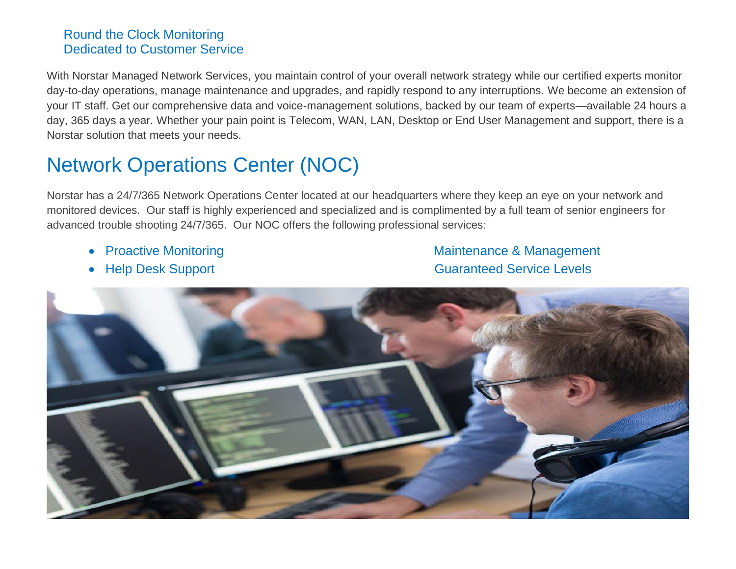Round the Clock Monitoring
Dedicated to Customer Service

With Norstar Managed Network Services, you maintain control of your overall network strategy while our certified experts monitor day-to-day operations, manage maintenance and upgrades, and rapidly respond to any interruptions. We become an extension of your IT staff. Get our comprehensive data and voice-management solutions, backed by our team of experts—available 24 hours a day, 365 days a year. Whether your pain point is Telecom, WAN, LAN, Desktop or End User Management and support, there is a Norstar solution that meets your needs.

# Network Operations Center (NOC)

Norstar has a 24/7/365 Network Operations Center located at our headquarters where they keep an eye on your network and monitored devices. Our staff is highly experienced and specialized and is complimented by a full team of senior engineers for advanced trouble shooting 24/7/365. Our NOC offers the following professional services:

- Proactive Monitoring
- Help Desk Support
- Maintenance & Management
- Guaranteed Service Levels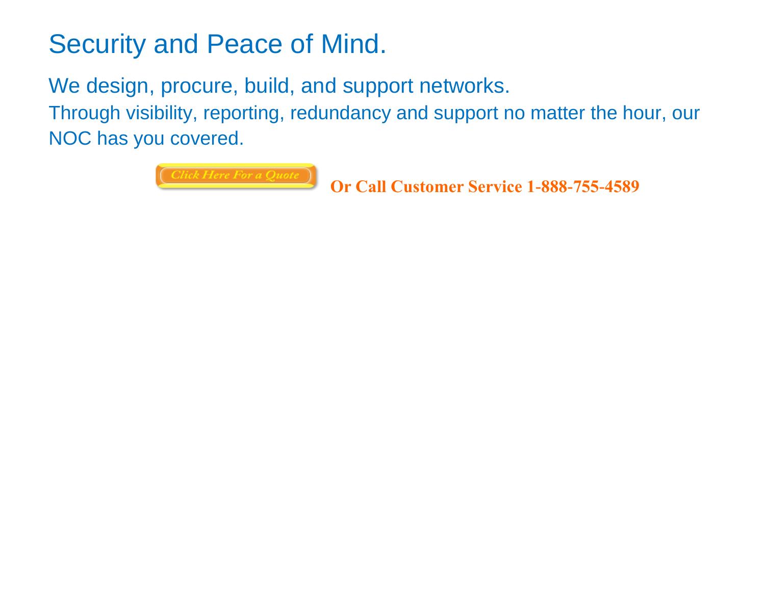# Security and Peace of Mind.

We design, procure, build, and support networks.

Through visibility, reporting, redundancy and support no matter the hour, our NOC has you covered.

Click Here For a Quote **Or Call Customer Service 1-888-755-4589**